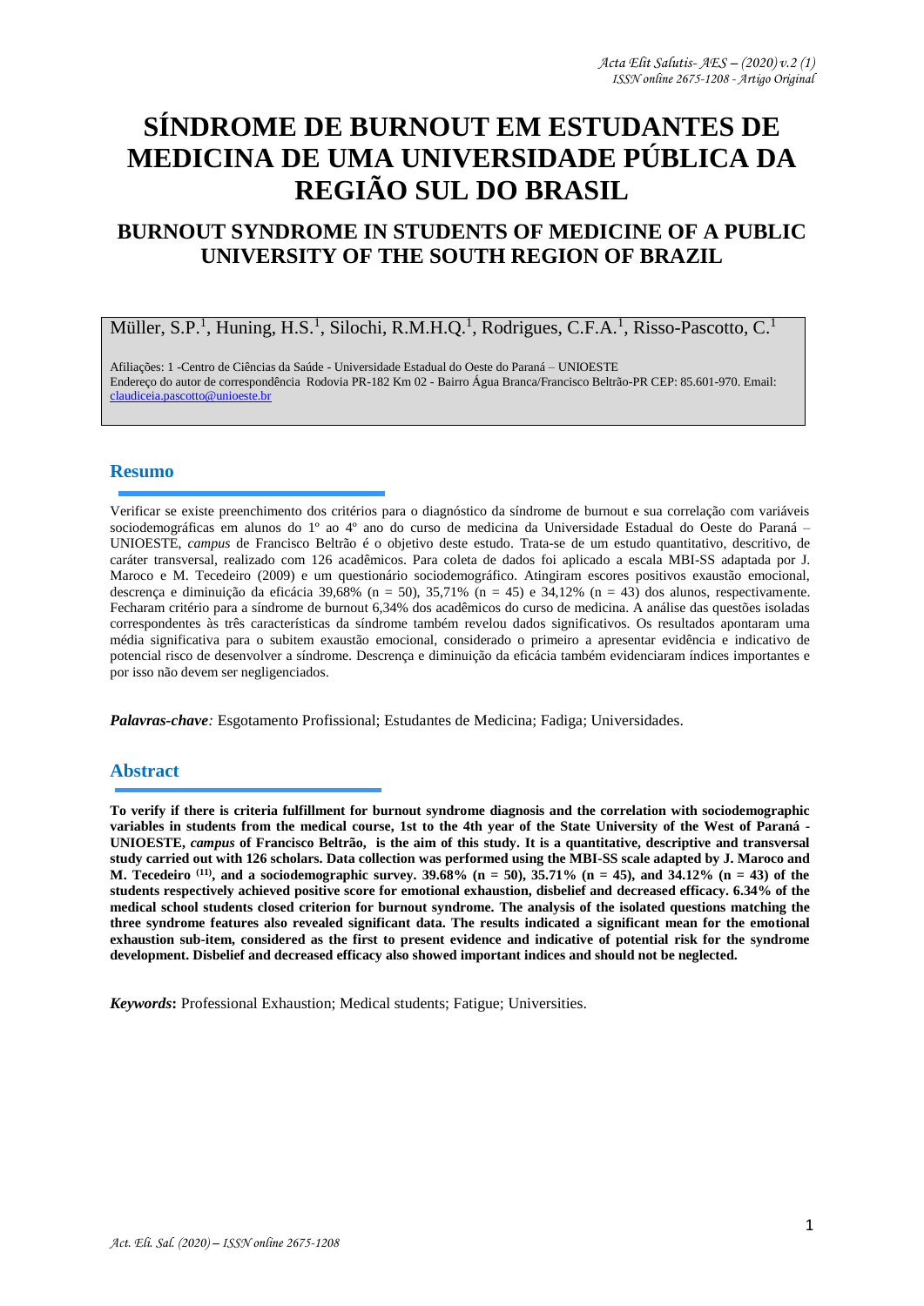# SÍNDROME DE BURNOUT EM ESTUDANTES DE MEDICINA DE UMA UNIVERSIDADE PÚBLICA DA REGIÃO SUL DO BRASIL

## BURNOUT SYNDROME IN STUDENTS OF MEDICINE OF A PUBLIC UNIVERSITY OF THE SOUTH REGION OF BRAZIL

Müller, S.P.[1], Huning, H.S.[1], Silochi, R.M.H.Q.[1], Rodrigues, C.F.A.[1], Risso-Pascotto, C.[1]

Afiliações: 1 -Centro de Ciências da Saúde - Universidade Estadual do Oeste do Paraná – UNIOESTE
Endereço do autor de correspondência Rodovia PR-182 Km 02 - Bairro Água Branca/Francisco Beltrão-PR CEP: 85.601-970. Email: claudiceia.pascotto@unioeste.br

### Resumo

Verificar se existe preenchimento dos critérios para o diagnóstico da síndrome de burnout e sua correlação com variáveis sociodemográficas em alunos do 1º ao 4º ano do curso de medicina da Universidade Estadual do Oeste do Paraná – UNIOESTE, *campus* de Francisco Beltrão é o objetivo deste estudo. Trata-se de um estudo quantitativo, descritivo, de caráter transversal, realizado com 126 acadêmicos. Para coleta de dados foi aplicado a escala MBI-SS adaptada por J. Maroco e M. Tecedeiro (2009) e um questionário sociodemográfico. Atingiram escores positivos exaustão emocional, descrença e diminuição da eficácia 39,68% (n = 50), 35,71% (n = 45) e 34,12% (n = 43) dos alunos, respectivamente. Fecharam critério para a síndrome de burnout 6,34% dos acadêmicos do curso de medicina. A análise das questões isoladas correspondentes às três características da síndrome também revelou dados significativos. Os resultados apontaram uma média significativa para o subitem exaustão emocional, considerado o primeiro a apresentar evidência e indicativo de potencial risco de desenvolver a síndrome. Descrença e diminuição da eficácia também evidenciaram índices importantes e por isso não devem ser negligenciados.

***Palavras-chave:*** Esgotamento Profissional; Estudantes de Medicina; Fadiga; Universidades.

### Abstract

**To verify if there is criteria fulfillment for burnout syndrome diagnosis and the correlation with sociodemographic variables in students from the medical course, 1st to the 4th year of the State University of the West of Paraná - UNIOESTE, *campus* of Francisco Beltrão, is the aim of this study. It is a quantitative, descriptive and transversal study carried out with 126 scholars. Data collection was performed using the MBI-SS scale adapted by J. Maroco and M. Tecedeiro [(11)], and a sociodemographic survey. 39.68% (n = 50), 35.71% (n = 45), and 34.12% (n = 43) of the students respectively achieved positive score for emotional exhaustion, disbelief and decreased efficacy. 6.34% of the medical school students closed criterion for burnout syndrome. The analysis of the isolated questions matching the three syndrome features also revealed significant data. The results indicated a significant mean for the emotional exhaustion sub-item, considered as the first to present evidence and indicative of potential risk for the syndrome development. Disbelief and decreased efficacy also showed important indices and should not be neglected.**

***Keywords*:** Professional Exhaustion; Medical students; Fatigue; Universities.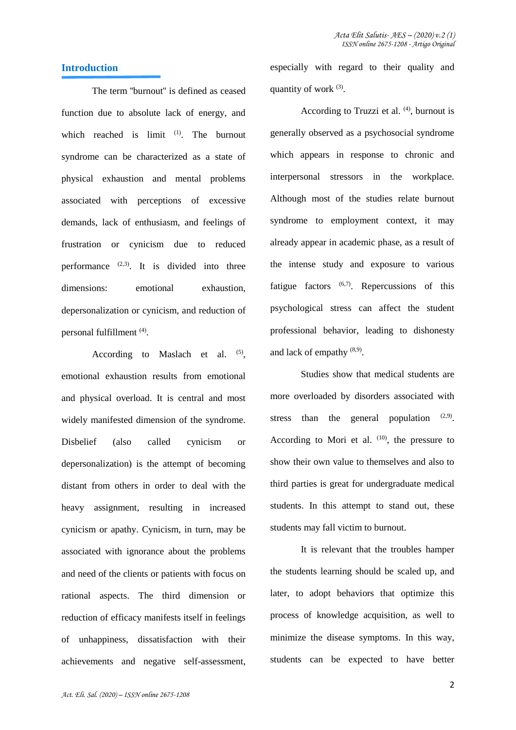## Introduction

The term "burnout" is defined as ceased function due to absolute lack of energy, and which reached is limit [1]. The burnout syndrome can be characterized as a state of physical exhaustion and mental problems associated with perceptions of excessive demands, lack of enthusiasm, and feelings of frustration or cynicism due to reduced performance [2,3]. It is divided into three dimensions: emotional exhaustion, depersonalization or cynicism, and reduction of personal fulfillment [4].

According to Maslach et al. [5], emotional exhaustion results from emotional and physical overload. It is central and most widely manifested dimension of the syndrome. Disbelief (also called cynicism or depersonalization) is the attempt of becoming distant from others in order to deal with the heavy assignment, resulting in increased cynicism or apathy. Cynicism, in turn, may be associated with ignorance about the problems and need of the clients or patients with focus on rational aspects. The third dimension or reduction of efficacy manifests itself in feelings of unhappiness, dissatisfaction with their achievements and negative self-assessment, especially with regard to their quality and quantity of work [3].

According to Truzzi et al. [4], burnout is generally observed as a psychosocial syndrome which appears in response to chronic and interpersonal stressors in the workplace. Although most of the studies relate burnout syndrome to employment context, it may already appear in academic phase, as a result of the intense study and exposure to various fatigue factors [6,7]. Repercussions of this psychological stress can affect the student professional behavior, leading to dishonesty and lack of empathy [8,9].

Studies show that medical students are more overloaded by disorders associated with stress than the general population [2,9]. According to Mori et al. [10], the pressure to show their own value to themselves and also to third parties is great for undergraduate medical students. In this attempt to stand out, these students may fall victim to burnout.

It is relevant that the troubles hamper the students learning should be scaled up, and later, to adopt behaviors that optimize this process of knowledge acquisition, as well to minimize the disease symptoms. In this way, students can be expected to have better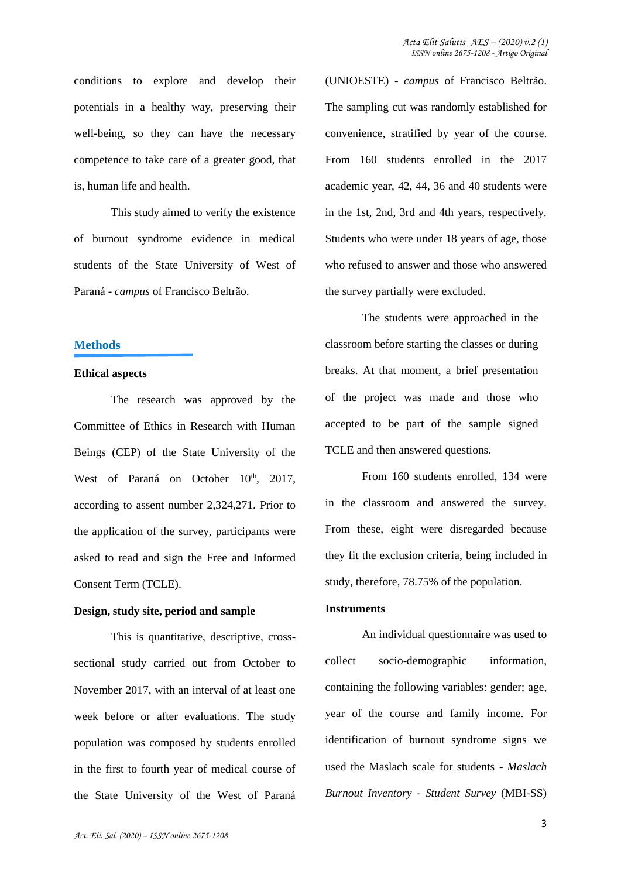conditions to explore and develop their potentials in a healthy way, preserving their well-being, so they can have the necessary competence to take care of a greater good, that is, human life and health.

This study aimed to verify the existence of burnout syndrome evidence in medical students of the State University of West of Paraná - *campus* of Francisco Beltrão.

## Methods

### Ethical aspects

The research was approved by the Committee of Ethics in Research with Human Beings (CEP) of the State University of the West of Paraná on October 10th, 2017, according to assent number 2,324,271. Prior to the application of the survey, participants were asked to read and sign the Free and Informed Consent Term (TCLE).

### Design, study site, period and sample

This is quantitative, descriptive, cross-sectional study carried out from October to November 2017, with an interval of at least one week before or after evaluations. The study population was composed by students enrolled in the first to fourth year of medical course of the State University of the West of Paraná (UNIOESTE) - *campus* of Francisco Beltrão. The sampling cut was randomly established for convenience, stratified by year of the course. From 160 students enrolled in the 2017 academic year, 42, 44, 36 and 40 students were in the 1st, 2nd, 3rd and 4th years, respectively. Students who were under 18 years of age, those who refused to answer and those who answered the survey partially were excluded.

The students were approached in the classroom before starting the classes or during breaks. At that moment, a brief presentation of the project was made and those who accepted to be part of the sample signed TCLE and then answered questions.

From 160 students enrolled, 134 were in the classroom and answered the survey. From these, eight were disregarded because they fit the exclusion criteria, being included in study, therefore, 78.75% of the population.

### Instruments

An individual questionnaire was used to collect socio-demographic information, containing the following variables: gender; age, year of the course and family income. For identification of burnout syndrome signs we used the Maslach scale for students - *Maslach Burnout Inventory - Student Survey* (MBI-SS)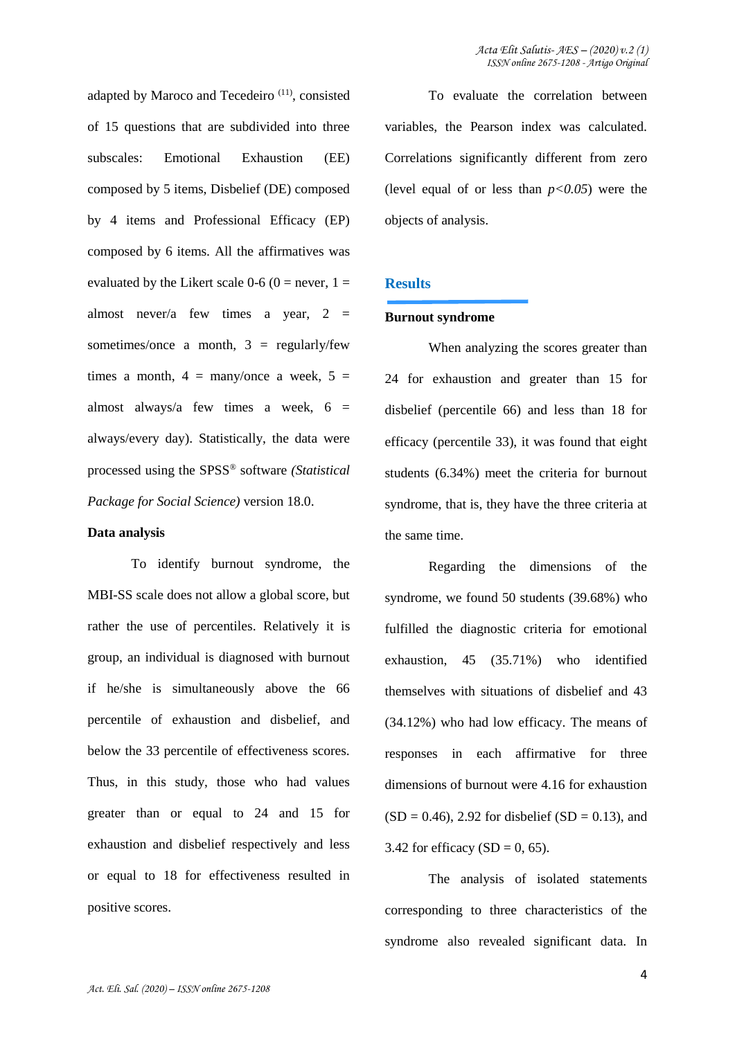adapted by Maroco and Tecedeiro [11], consisted of 15 questions that are subdivided into three subscales: Emotional Exhaustion (EE) composed by 5 items, Disbelief (DE) composed by 4 items and Professional Efficacy (EP) composed by 6 items. All the affirmatives was evaluated by the Likert scale 0-6 (0 = never, 1 = almost never/a few times a year, 2 = sometimes/once a month, 3 = regularly/few times a month, 4 = many/once a week, 5 = almost always/a few times a week, 6 = always/every day). Statistically, the data were processed using the SPSS® software *(Statistical Package for Social Science)* version 18.0.

**Data analysis**

To identify burnout syndrome, the MBI-SS scale does not allow a global score, but rather the use of percentiles. Relatively it is group, an individual is diagnosed with burnout if he/she is simultaneously above the 66 percentile of exhaustion and disbelief, and below the 33 percentile of effectiveness scores. Thus, in this study, those who had values greater than or equal to 24 and 15 for exhaustion and disbelief respectively and less or equal to 18 for effectiveness resulted in positive scores.

To evaluate the correlation between variables, the Pearson index was calculated. Correlations significantly different from zero (level equal of or less than $p<0.05$) were the objects of analysis.

## Results

**Burnout syndrome**

When analyzing the scores greater than 24 for exhaustion and greater than 15 for disbelief (percentile 66) and less than 18 for efficacy (percentile 33), it was found that eight students (6.34%) meet the criteria for burnout syndrome, that is, they have the three criteria at the same time.

Regarding the dimensions of the syndrome, we found 50 students (39.68%) who fulfilled the diagnostic criteria for emotional exhaustion, 45 (35.71%) who identified themselves with situations of disbelief and 43 (34.12%) who had low efficacy. The means of responses in each affirmative for three dimensions of burnout were 4.16 for exhaustion (SD = 0.46), 2.92 for disbelief (SD = 0.13), and 3.42 for efficacy (SD = 0, 65).

The analysis of isolated statements corresponding to three characteristics of the syndrome also revealed significant data. In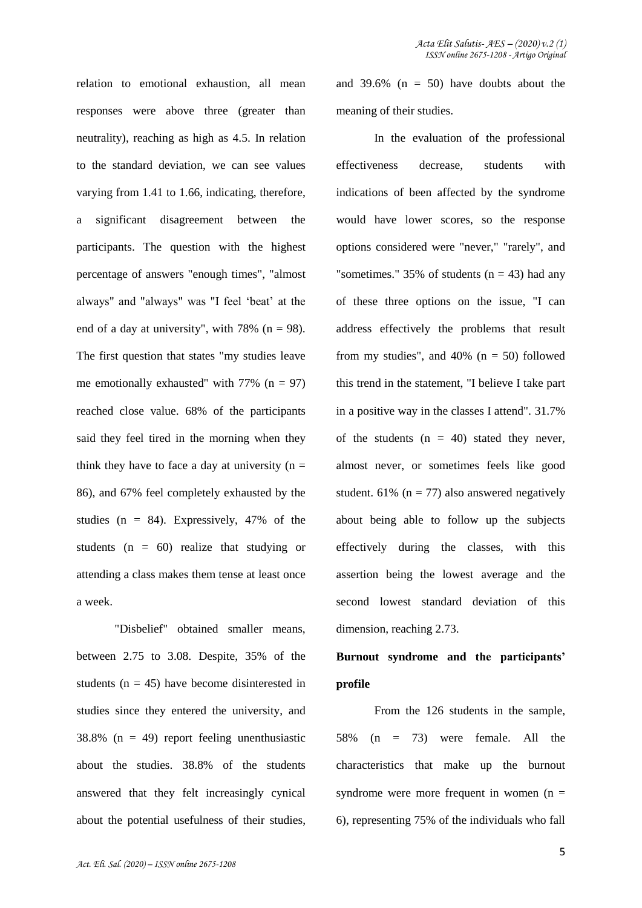relation to emotional exhaustion, all mean responses were above three (greater than neutrality), reaching as high as 4.5. In relation to the standard deviation, we can see values varying from 1.41 to 1.66, indicating, therefore, a significant disagreement between the participants. The question with the highest percentage of answers "enough times", "almost always" and "always" was "I feel 'beat' at the end of a day at university", with 78% (n = 98). The first question that states "my studies leave me emotionally exhausted" with 77% (n = 97) reached close value. 68% of the participants said they feel tired in the morning when they think they have to face a day at university (n = 86), and 67% feel completely exhausted by the studies (n = 84). Expressively, 47% of the students (n = 60) realize that studying or attending a class makes them tense at least once a week.

"Disbelief" obtained smaller means, between 2.75 to 3.08. Despite, 35% of the students (n = 45) have become disinterested in studies since they entered the university, and 38.8% (n = 49) report feeling unenthusiastic about the studies. 38.8% of the students answered that they felt increasingly cynical about the potential usefulness of their studies, and 39.6% (n = 50) have doubts about the meaning of their studies.

In the evaluation of the professional effectiveness decrease, students with indications of been affected by the syndrome would have lower scores, so the response options considered were "never," "rarely", and "sometimes." 35% of students (n = 43) had any of these three options on the issue, "I can address effectively the problems that result from my studies", and 40% (n = 50) followed this trend in the statement, "I believe I take part in a positive way in the classes I attend". 31.7% of the students (n = 40) stated they never, almost never, or sometimes feels like good student. 61% (n = 77) also answered negatively about being able to follow up the subjects effectively during the classes, with this assertion being the lowest average and the second lowest standard deviation of this dimension, reaching 2.73.

## Burnout syndrome and the participants' profile

From the 126 students in the sample, 58% (n = 73) were female. All the characteristics that make up the burnout syndrome were more frequent in women (n = 6), representing 75% of the individuals who fall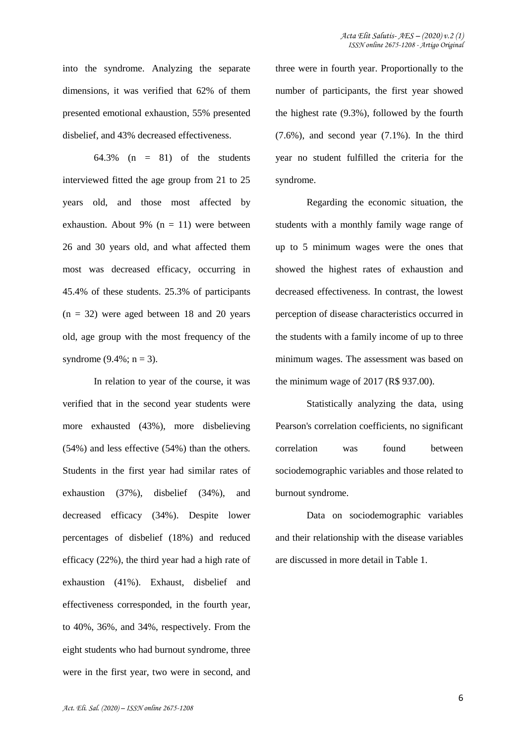into the syndrome. Analyzing the separate dimensions, it was verified that 62% of them presented emotional exhaustion, 55% presented disbelief, and 43% decreased effectiveness.

64.3% (n = 81) of the students interviewed fitted the age group from 21 to 25 years old, and those most affected by exhaustion. About 9% (n = 11) were between 26 and 30 years old, and what affected them most was decreased efficacy, occurring in 45.4% of these students. 25.3% of participants (n = 32) were aged between 18 and 20 years old, age group with the most frequency of the syndrome (9.4%; n = 3).

In relation to year of the course, it was verified that in the second year students were more exhausted (43%), more disbelieving (54%) and less effective (54%) than the others. Students in the first year had similar rates of exhaustion (37%), disbelief (34%), and decreased efficacy (34%). Despite lower percentages of disbelief (18%) and reduced efficacy (22%), the third year had a high rate of exhaustion (41%). Exhaust, disbelief and effectiveness corresponded, in the fourth year, to 40%, 36%, and 34%, respectively. From the eight students who had burnout syndrome, three were in the first year, two were in second, and three were in fourth year. Proportionally to the number of participants, the first year showed the highest rate (9.3%), followed by the fourth (7.6%), and second year (7.1%). In the third year no student fulfilled the criteria for the syndrome.

Regarding the economic situation, the students with a monthly family wage range of up to 5 minimum wages were the ones that showed the highest rates of exhaustion and decreased effectiveness. In contrast, the lowest perception of disease characteristics occurred in the students with a family income of up to three minimum wages. The assessment was based on the minimum wage of 2017 (R$ 937.00).

Statistically analyzing the data, using Pearson's correlation coefficients, no significant correlation was found between sociodemographic variables and those related to burnout syndrome.

Data on sociodemographic variables and their relationship with the disease variables are discussed in more detail in Table 1.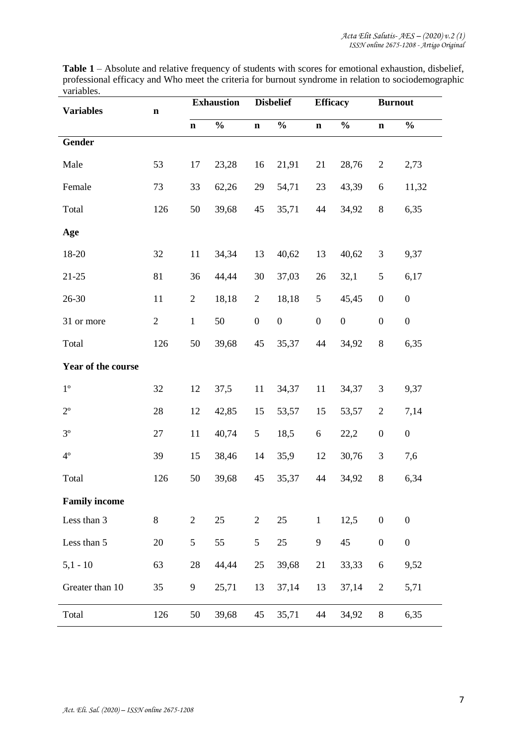**Table 1** – Absolute and relative frequency of students with scores for emotional exhaustion, disbelief, professional efficacy and Who meet the criteria for burnout syndrome in relation to sociodemographic variables.

| Variables | n | Exhaustion | | Disbelief | | Efficacy | | Burnout | |
|---|---|---|---|---|---|---|---|---|---|
| | | n | % | n | % | n | % | n | % |
| **Gender** | | | | | | | | | |
| Male | 53 | 17 | 23,28 | 16 | 21,91 | 21 | 28,76 | 2 | 2,73 |
| Female | 73 | 33 | 62,26 | 29 | 54,71 | 23 | 43,39 | 6 | 11,32 |
| Total | 126 | 50 | 39,68 | 45 | 35,71 | 44 | 34,92 | 8 | 6,35 |
| **Age** | | | | | | | | | |
| 18-20 | 32 | 11 | 34,34 | 13 | 40,62 | 13 | 40,62 | 3 | 9,37 |
| 21-25 | 81 | 36 | 44,44 | 30 | 37,03 | 26 | 32,1 | 5 | 6,17 |
| 26-30 | 11 | 2 | 18,18 | 2 | 18,18 | 5 | 45,45 | 0 | 0 |
| 31 or more | 2 | 1 | 50 | 0 | 0 | 0 | 0 | 0 | 0 |
| Total | 126 | 50 | 39,68 | 45 | 35,37 | 44 | 34,92 | 8 | 6,35 |
| **Year of the course** | | | | | | | | | |
| 1º | 32 | 12 | 37,5 | 11 | 34,37 | 11 | 34,37 | 3 | 9,37 |
| 2º | 28 | 12 | 42,85 | 15 | 53,57 | 15 | 53,57 | 2 | 7,14 |
| 3º | 27 | 11 | 40,74 | 5 | 18,5 | 6 | 22,2 | 0 | 0 |
| 4º | 39 | 15 | 38,46 | 14 | 35,9 | 12 | 30,76 | 3 | 7,6 |
| Total | 126 | 50 | 39,68 | 45 | 35,37 | 44 | 34,92 | 8 | 6,34 |
| **Family income** | | | | | | | | | |
| Less than 3 | 8 | 2 | 25 | 2 | 25 | 1 | 12,5 | 0 | 0 |
| Less than 5 | 20 | 5 | 55 | 5 | 25 | 9 | 45 | 0 | 0 |
| 5,1 - 10 | 63 | 28 | 44,44 | 25 | 39,68 | 21 | 33,33 | 6 | 9,52 |
| Greater than 10 | 35 | 9 | 25,71 | 13 | 37,14 | 13 | 37,14 | 2 | 5,71 |
| Total | 126 | 50 | 39,68 | 45 | 35,71 | 44 | 34,92 | 8 | 6,35 |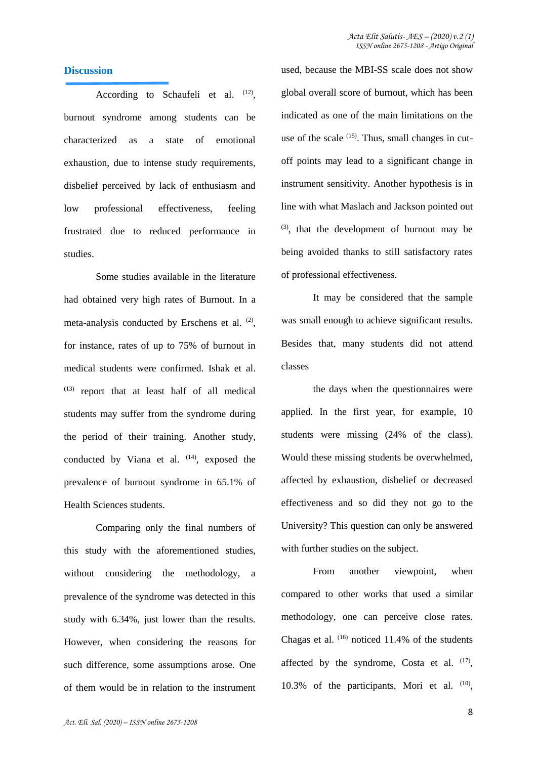## Discussion

According to Schaufeli et al. [12], burnout syndrome among students can be characterized as a state of emotional exhaustion, due to intense study requirements, disbelief perceived by lack of enthusiasm and low professional effectiveness, feeling frustrated due to reduced performance in studies.

Some studies available in the literature had obtained very high rates of Burnout. In a meta-analysis conducted by Erschens et al. [2], for instance, rates of up to 75% of burnout in medical students were confirmed. Ishak et al. [13] report that at least half of all medical students may suffer from the syndrome during the period of their training. Another study, conducted by Viana et al. [14], exposed the prevalence of burnout syndrome in 65.1% of Health Sciences students.

Comparing only the final numbers of this study with the aforementioned studies, without considering the methodology, a prevalence of the syndrome was detected in this study with 6.34%, just lower than the results. However, when considering the reasons for such difference, some assumptions arose. One of them would be in relation to the instrument used, because the MBI-SS scale does not show global overall score of burnout, which has been indicated as one of the main limitations on the use of the scale [15]. Thus, small changes in cut-off points may lead to a significant change in instrument sensitivity. Another hypothesis is in line with what Maslach and Jackson pointed out [3], that the development of burnout may be being avoided thanks to still satisfactory rates of professional effectiveness.

It may be considered that the sample was small enough to achieve significant results. Besides that, many students did not attend classes

the days when the questionnaires were applied. In the first year, for example, 10 students were missing (24% of the class). Would these missing students be overwhelmed, affected by exhaustion, disbelief or decreased effectiveness and so did they not go to the University? This question can only be answered with further studies on the subject.

From another viewpoint, when compared to other works that used a similar methodology, one can perceive close rates. Chagas et al. [16] noticed 11.4% of the students affected by the syndrome, Costa et al. [17], 10.3% of the participants, Mori et al. [10],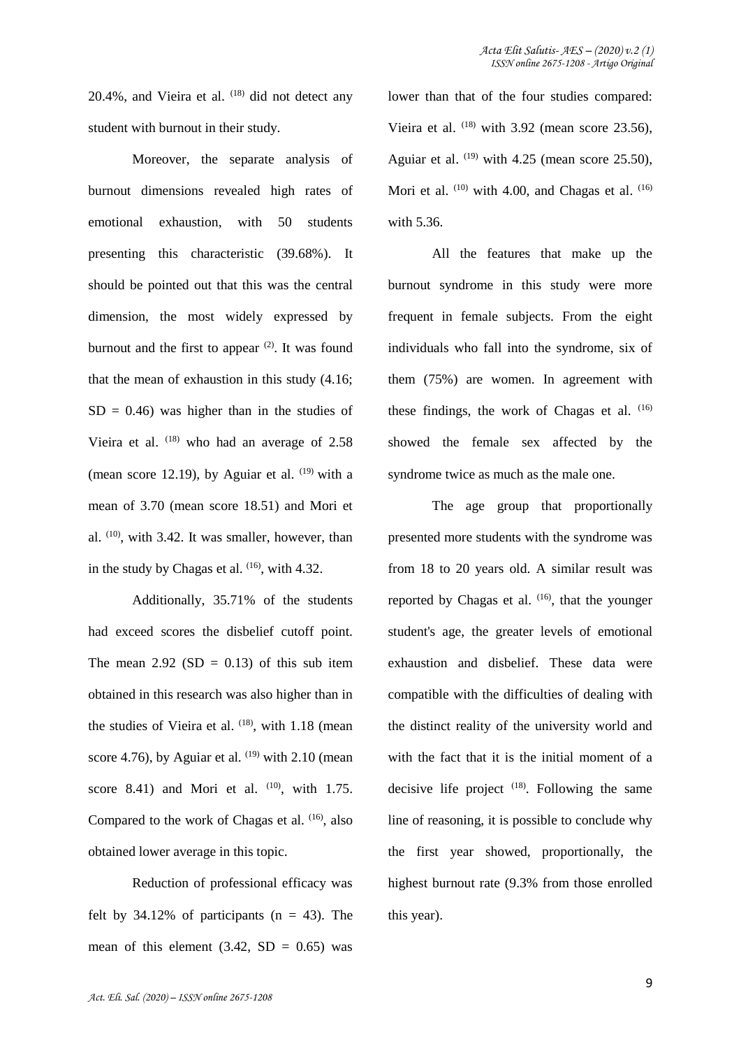20.4%, and Vieira et al. [18] did not detect any student with burnout in their study.

Moreover, the separate analysis of burnout dimensions revealed high rates of emotional exhaustion, with 50 students presenting this characteristic (39.68%). It should be pointed out that this was the central dimension, the most widely expressed by burnout and the first to appear [2]. It was found that the mean of exhaustion in this study (4.16; SD = 0.46) was higher than in the studies of Vieira et al. [18] who had an average of 2.58 (mean score 12.19), by Aguiar et al. [19] with a mean of 3.70 (mean score 18.51) and Mori et al. [10], with 3.42. It was smaller, however, than in the study by Chagas et al. [16], with 4.32.

Additionally, 35.71% of the students had exceed scores the disbelief cutoff point. The mean 2.92 (SD = 0.13) of this sub item obtained in this research was also higher than in the studies of Vieira et al. [18], with 1.18 (mean score 4.76), by Aguiar et al. [19] with 2.10 (mean score 8.41) and Mori et al. [10], with 1.75. Compared to the work of Chagas et al. [16], also obtained lower average in this topic.

Reduction of professional efficacy was felt by 34.12% of participants (n = 43). The mean of this element (3.42, SD = 0.65) was lower than that of the four studies compared: Vieira et al. [18] with 3.92 (mean score 23.56), Aguiar et al. [19] with 4.25 (mean score 25.50), Mori et al. [10] with 4.00, and Chagas et al. [16] with 5.36.

All the features that make up the burnout syndrome in this study were more frequent in female subjects. From the eight individuals who fall into the syndrome, six of them (75%) are women. In agreement with these findings, the work of Chagas et al. [16] showed the female sex affected by the syndrome twice as much as the male one.

The age group that proportionally presented more students with the syndrome was from 18 to 20 years old. A similar result was reported by Chagas et al. [16], that the younger student's age, the greater levels of emotional exhaustion and disbelief. These data were compatible with the difficulties of dealing with the distinct reality of the university world and with the fact that it is the initial moment of a decisive life project [18]. Following the same line of reasoning, it is possible to conclude why the first year showed, proportionally, the highest burnout rate (9.3% from those enrolled this year).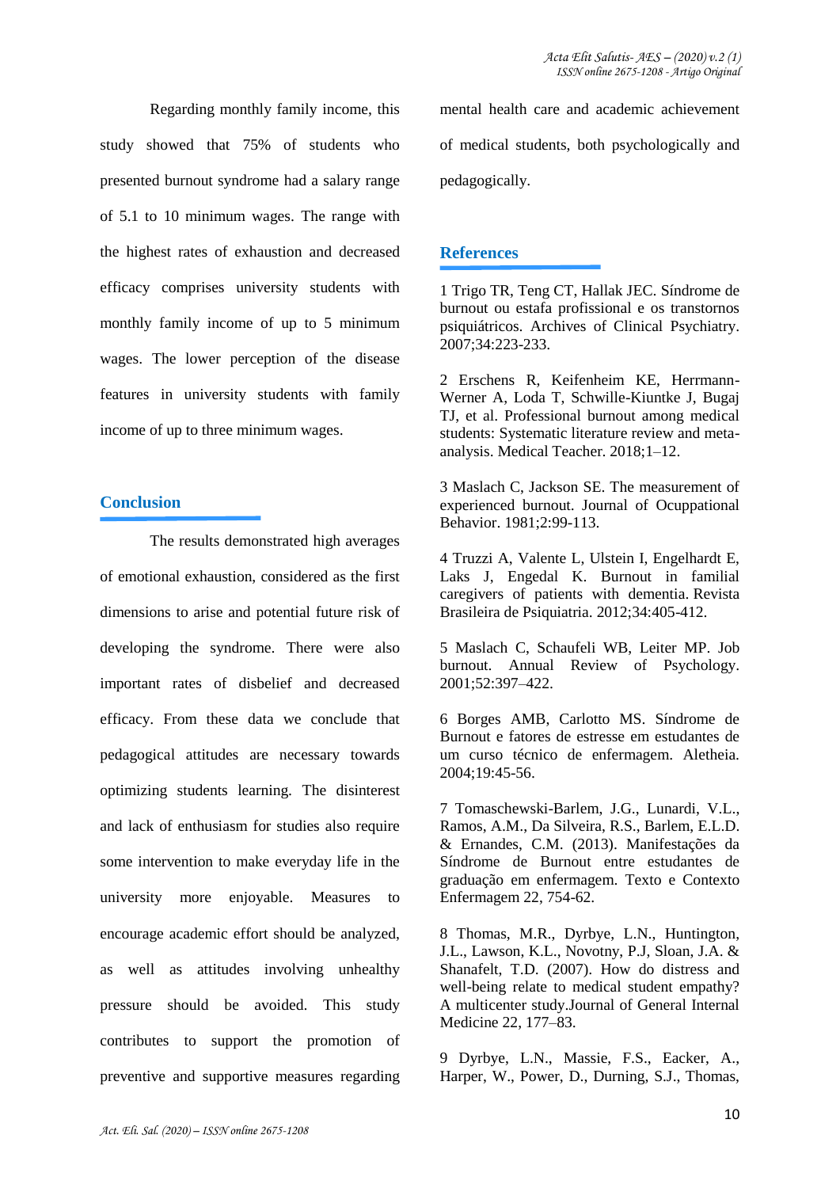Regarding monthly family income, this study showed that 75% of students who presented burnout syndrome had a salary range of 5.1 to 10 minimum wages. The range with the highest rates of exhaustion and decreased efficacy comprises university students with monthly family income of up to 5 minimum wages. The lower perception of the disease features in university students with family income of up to three minimum wages.

## Conclusion

The results demonstrated high averages of emotional exhaustion, considered as the first dimensions to arise and potential future risk of developing the syndrome. There were also important rates of disbelief and decreased efficacy. From these data we conclude that pedagogical attitudes are necessary towards optimizing students learning. The disinterest and lack of enthusiasm for studies also require some intervention to make everyday life in the university more enjoyable. Measures to encourage academic effort should be analyzed, as well as attitudes involving unhealthy pressure should be avoided. This study contributes to support the promotion of preventive and supportive measures regarding mental health care and academic achievement of medical students, both psychologically and pedagogically.

## References

1 Trigo TR, Teng CT, Hallak JEC. Síndrome de burnout ou estafa profissional e os transtornos psiquiátricos. Archives of Clinical Psychiatry. 2007;34:223-233.

2 Erschens R, Keifenheim KE, Herrmann-Werner A, Loda T, Schwille-Kiuntke J, Bugaj TJ, et al. Professional burnout among medical students: Systematic literature review and meta-analysis. Medical Teacher. 2018;1–12.

3 Maslach C, Jackson SE. The measurement of experienced burnout. Journal of Ocuppational Behavior. 1981;2:99-113.

4 Truzzi A, Valente L, Ulstein I, Engelhardt E, Laks J, Engedal K. Burnout in familial caregivers of patients with dementia. Revista Brasileira de Psiquiatria. 2012;34:405-412.

5 Maslach C, Schaufeli WB, Leiter MP. Job burnout. Annual Review of Psychology. 2001;52:397–422.

6 Borges AMB, Carlotto MS. Síndrome de Burnout e fatores de estresse em estudantes de um curso técnico de enfermagem. Aletheia. 2004;19:45-56.

7 Tomaschewski-Barlem, J.G., Lunardi, V.L., Ramos, A.M., Da Silveira, R.S., Barlem, E.L.D. & Ernandes, C.M. (2013). Manifestações da Síndrome de Burnout entre estudantes de graduação em enfermagem. Texto e Contexto Enfermagem 22, 754-62.

8 Thomas, M.R., Dyrbye, L.N., Huntington, J.L., Lawson, K.L., Novotny, P.J, Sloan, J.A. & Shanafelt, T.D. (2007). How do distress and well-being relate to medical student empathy? A multicenter study.Journal of General Internal Medicine 22, 177–83.

9 Dyrbye, L.N., Massie, F.S., Eacker, A., Harper, W., Power, D., Durning, S.J., Thomas,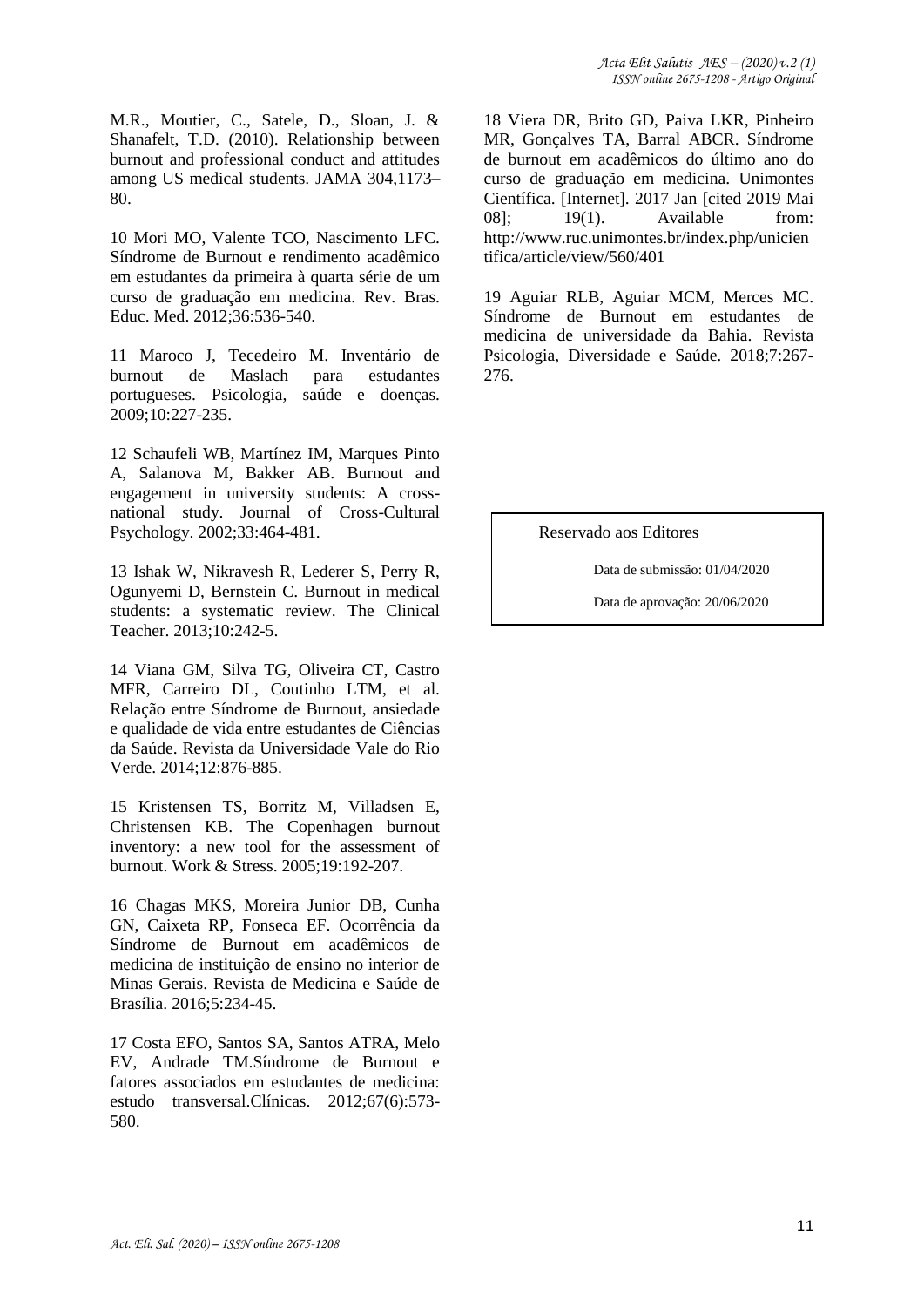M.R., Moutier, C., Satele, D., Sloan, J. & Shanafelt, T.D. (2010). Relationship between burnout and professional conduct and attitudes among US medical students. JAMA 304,1173–80.

10 Mori MO, Valente TCO, Nascimento LFC. Síndrome de Burnout e rendimento acadêmico em estudantes da primeira à quarta série de um curso de graduação em medicina. Rev. Bras. Educ. Med. 2012;36:536-540.

11 Maroco J, Tecedeiro M. Inventário de burnout de Maslach para estudantes portugueses. Psicologia, saúde e doenças. 2009;10:227-235.

12 Schaufeli WB, Martínez IM, Marques Pinto A, Salanova M, Bakker AB. Burnout and engagement in university students: A cross-national study. Journal of Cross-Cultural Psychology. 2002;33:464-481.

13 Ishak W, Nikravesh R, Lederer S, Perry R, Ogunyemi D, Bernstein C. Burnout in medical students: a systematic review. The Clinical Teacher. 2013;10:242-5.

14 Viana GM, Silva TG, Oliveira CT, Castro MFR, Carreiro DL, Coutinho LTM, et al. Relação entre Síndrome de Burnout, ansiedade e qualidade de vida entre estudantes de Ciências da Saúde. Revista da Universidade Vale do Rio Verde. 2014;12:876-885.

15 Kristensen TS, Borritz M, Villadsen E, Christensen KB. The Copenhagen burnout inventory: a new tool for the assessment of burnout. Work & Stress. 2005;19:192-207.

16 Chagas MKS, Moreira Junior DB, Cunha GN, Caixeta RP, Fonseca EF. Ocorrência da Síndrome de Burnout em acadêmicos de medicina de instituição de ensino no interior de Minas Gerais. Revista de Medicina e Saúde de Brasília. 2016;5:234-45.

17 Costa EFO, Santos SA, Santos ATRA, Melo EV, Andrade TM.Síndrome de Burnout e fatores associados em estudantes de medicina: estudo transversal.Clínicas. 2012;67(6):573-580.

18 Viera DR, Brito GD, Paiva LKR, Pinheiro MR, Gonçalves TA, Barral ABCR. Síndrome de burnout em acadêmicos do último ano do curso de graduação em medicina. Unimontes Científica. [Internet]. 2017 Jan [cited 2019 Mai 08]; 19(1). Available from: http://www.ruc.unimontes.br/index.php/unicientifica/article/view/560/401

19 Aguiar RLB, Aguiar MCM, Merces MC. Síndrome de Burnout em estudantes de medicina de universidade da Bahia. Revista Psicologia, Diversidade e Saúde. 2018;7:267-276.

Reservado aos Editores

Data de submissão: 01/04/2020

Data de aprovação: 20/06/2020